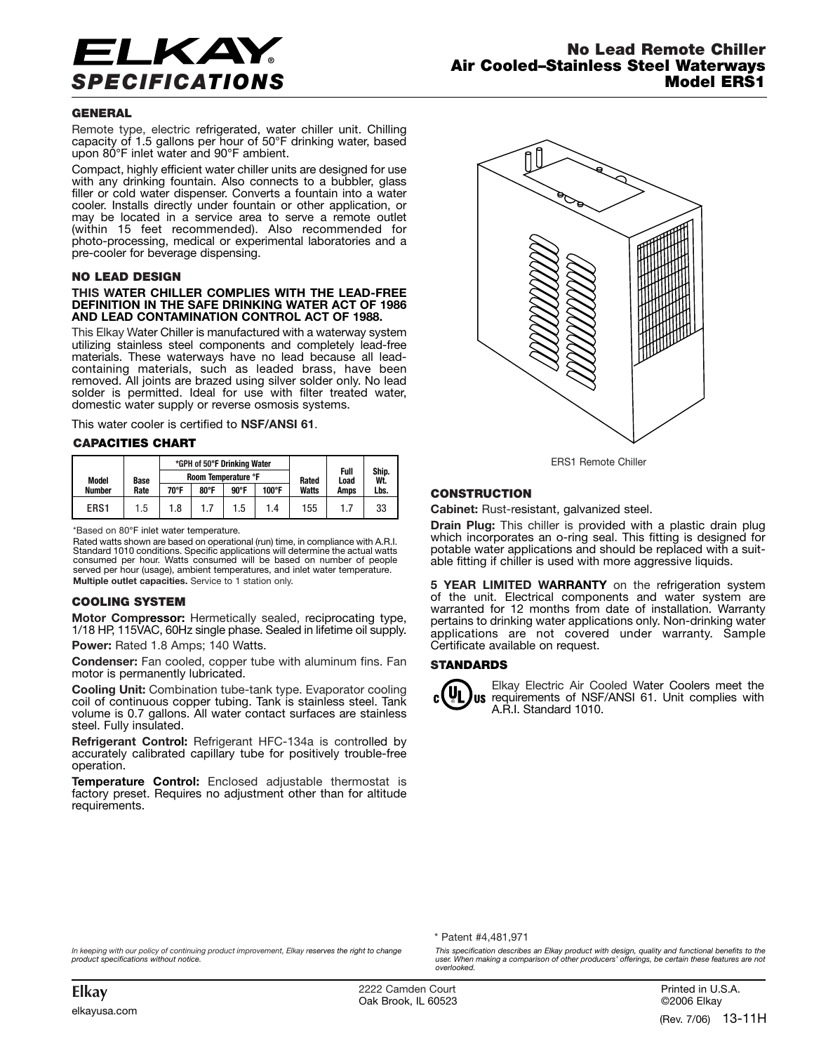# ELKAY® SPECIFICATIONS

## No Lead Remote Chiller Air Cooled–Stainless Steel Waterways Model ERS1

### GENERAL

Remote type, electric refrigerated, water chiller unit. Chilling capacity of 1.5 gallons per hour of 50°F drinking water, based upon 80°F inlet water and 90°F ambient.

Compact, highly efficient water chiller units are designed for use with any drinking fountain. Also connects to a bubbler, glass filler or cold water dispenser. Converts a fountain into a water cooler. Installs directly under fountain or other application, or may be located in a service area to serve a remote outlet (within 15 feet recommended). Also recommended for photo-processing, medical or experimental laboratories and a pre-cooler for beverage dispensing.

### NO LEAD DESIGN

**THIS WATER CHILLER COMPLIES WITH THE LEAD-FREE DEFINITION IN THE SAFE DRINKING WATER ACT OF 1986 AND LEAD CONTAMINATION CONTROL ACT OF 1988.**

This Elkay Water Chiller is manufactured with a waterway system utilizing stainless steel components and completely lead-free materials. These waterways have no lead because all lead-containing materials, such as leaded brass, have been removed. All joints are brazed using silver solder only. No lead solder is permitted. Ideal for use with filter treated water, domestic water supply or reverse osmosis systems.

This water cooler is certified to **NSF/ANSI 61**.

### CAPACITIES CHART

| Model Number | Base Rate | *GPH of 50°F Drinking Water Room Temperature °F 70°F | 80°F | 90°F | 100°F | Rated Watts | Full Load Amps | Ship. Wt. Lbs. |
|---|---|---|---|---|---|---|---|---|
| ERS1 | 1.5 | 1.8 | 1.7 | 1.5 | 1.4 | 155 | 1.7 | 33 |

*Based on 80°F inlet water temperature.

Rated watts shown are based on operational (run) time, in compliance with A.R.I. Standard 1010 conditions. Specific applications will determine the actual watts consumed per hour. Watts consumed will be based on number of people served per hour (usage), ambient temperatures, and inlet water temperature.

**Multiple outlet capacities.** Service to 1 station only.

### COOLING SYSTEM

**Motor Compressor:** Hermetically sealed, reciprocating type, 1/18 HP, 115VAC, 60Hz single phase. Sealed in lifetime oil supply.

**Power:** Rated 1.8 Amps; 140 Watts.

**Condenser:** Fan cooled, copper tube with aluminum fins. Fan motor is permanently lubricated.

**Cooling Unit:** Combination tube-tank type. Evaporator cooling coil of continuous copper tubing. Tank is stainless steel. Tank volume is 0.7 gallons. All water contact surfaces are stainless steel. Fully insulated.

**Refrigerant Control:** Refrigerant HFC-134a is controlled by accurately calibrated capillary tube for positively trouble-free operation.

**Temperature Control:** Enclosed adjustable thermostat is factory preset. Requires no adjustment other than for altitude requirements.

ERS1 Remote Chiller

### CONSTRUCTION

**Cabinet:** Rust-resistant, galvanized steel.

**Drain Plug:** This chiller is provided with a plastic drain plug which incorporates an o-ring seal. This fitting is designed for potable water applications and should be replaced with a suitable fitting if chiller is used with more aggressive liquids.

**5 YEAR LIMITED WARRANTY** on the refrigeration system of the unit. Electrical components and water system are warranted for 12 months from date of installation. Warranty pertains to drinking water applications only. Non-drinking water applications are not covered under warranty. Sample Certificate available on request.

### STANDARDS

Elkay Electric Air Cooled Water Coolers meet the requirements of NSF/ANSI 61. Unit complies with A.R.I. Standard 1010.

\* Patent #4,481,971

*In keeping with our policy of continuing product improvement, Elkay reserves the right to change product specifications without notice.*

*This specification describes an Elkay product with design, quality and functional benefits to the user. When making a comparison of other producers' offerings, be certain these features are not overlooked.*

Elkay
elkayusa.com

2222 Camden Court
Oak Brook, IL 60523

Printed in U.S.A.
©2006 Elkay
(Rev. 7/06) 13-11H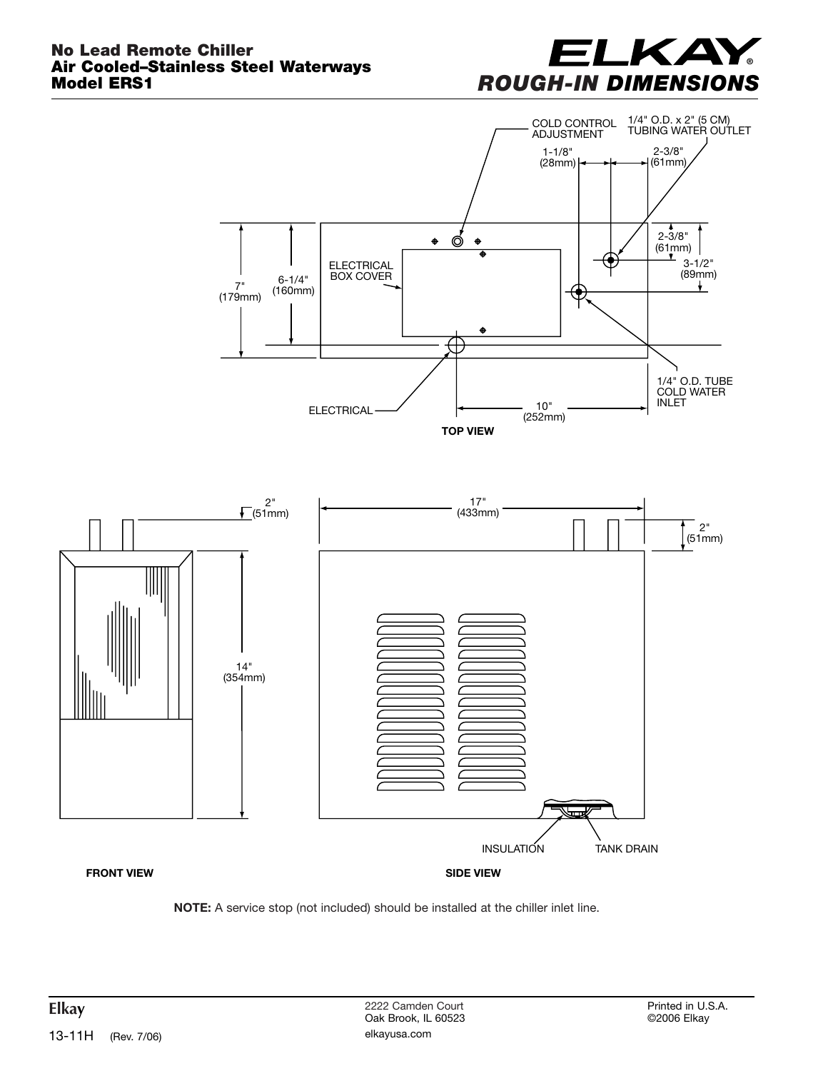# No Lead Remote Chiller
# Air Cooled–Stainless Steel Waterways
# Model ERS1

**ELKAY**

***ROUGH-IN DIMENSIONS***

COLD CONTROL ADJUSTMENT

1/4" O.D. x 2" (5 CM) TUBING WATER OUTLET

1-1/8" (28mm)

2-3/8" (61mm)

2-3/8" (61mm)

3-1/2" (89mm)

ELECTRICAL BOX COVER

7" (179mm)

6-1/4" (160mm)

ELECTRICAL

10" (252mm)

1/4" O.D. TUBE COLD WATER INLET

**TOP VIEW**

2" (51mm)

17" (433mm)

2" (51mm)

14" (354mm)

INSULATION

TANK DRAIN

**FRONT VIEW**

**SIDE VIEW**

**NOTE:** A service stop (not included) should be installed at the chiller inlet line.

Elkay

2222 Camden Court
Oak Brook, IL 60523
elkayusa.com

Printed in U.S.A.
©2006 Elkay

13-11H (Rev. 7/06)